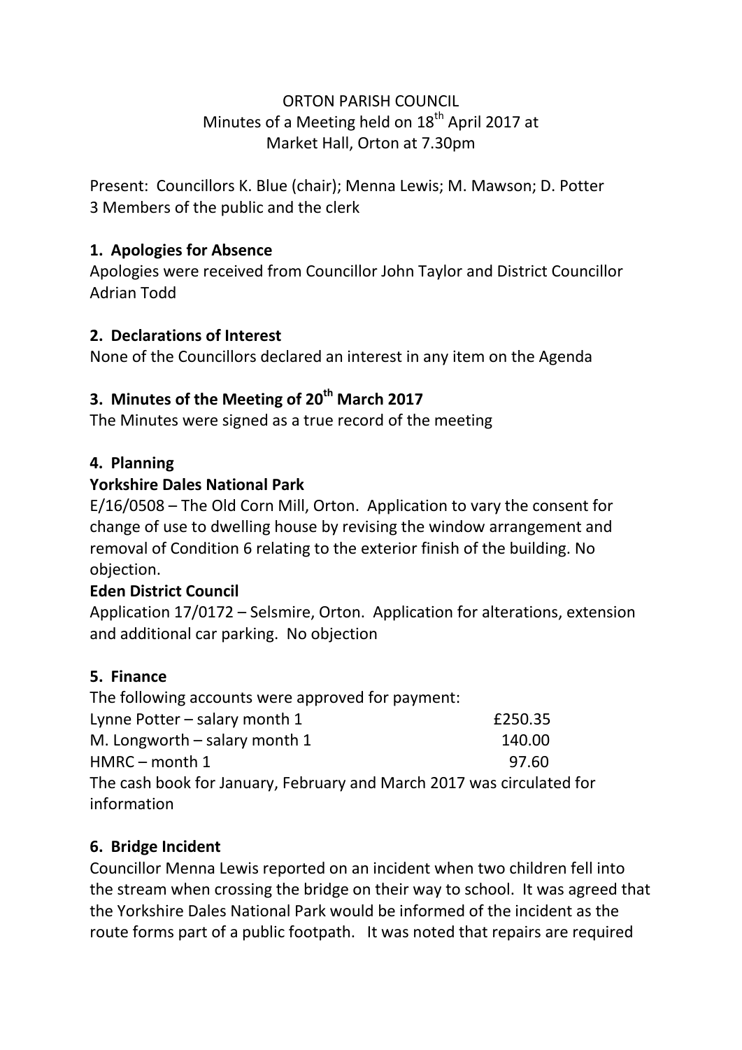ORTON PARISH COUNCIL
Minutes of a Meeting held on 18th April 2017 at
Market Hall, Orton at 7.30pm

Present: Councillors K. Blue (chair); Menna Lewis; M. Mawson; D. Potter
3 Members of the public and the clerk

**1. Apologies for Absence**

Apologies were received from Councillor John Taylor and District Councillor Adrian Todd

**2. Declarations of Interest**

None of the Councillors declared an interest in any item on the Agenda

**3. Minutes of the Meeting of 20th March 2017**

The Minutes were signed as a true record of the meeting

**4. Planning**

**Yorkshire Dales National Park**

E/16/0508 – The Old Corn Mill, Orton. Application to vary the consent for change of use to dwelling house by revising the window arrangement and removal of Condition 6 relating to the exterior finish of the building. No objection.

**Eden District Council**

Application 17/0172 – Selsmire, Orton. Application for alterations, extension and additional car parking. No objection

**5. Finance**

The following accounts were approved for payment:

| | |
|---|---|
| Lynne Potter – salary month 1 | £250.35 |
| M. Longworth – salary month 1 | 140.00 |
| HMRC – month 1 | 97.60 |

The cash book for January, February and March 2017 was circulated for information

**6. Bridge Incident**

Councillor Menna Lewis reported on an incident when two children fell into the stream when crossing the bridge on their way to school. It was agreed that the Yorkshire Dales National Park would be informed of the incident as the route forms part of a public footpath. It was noted that repairs are required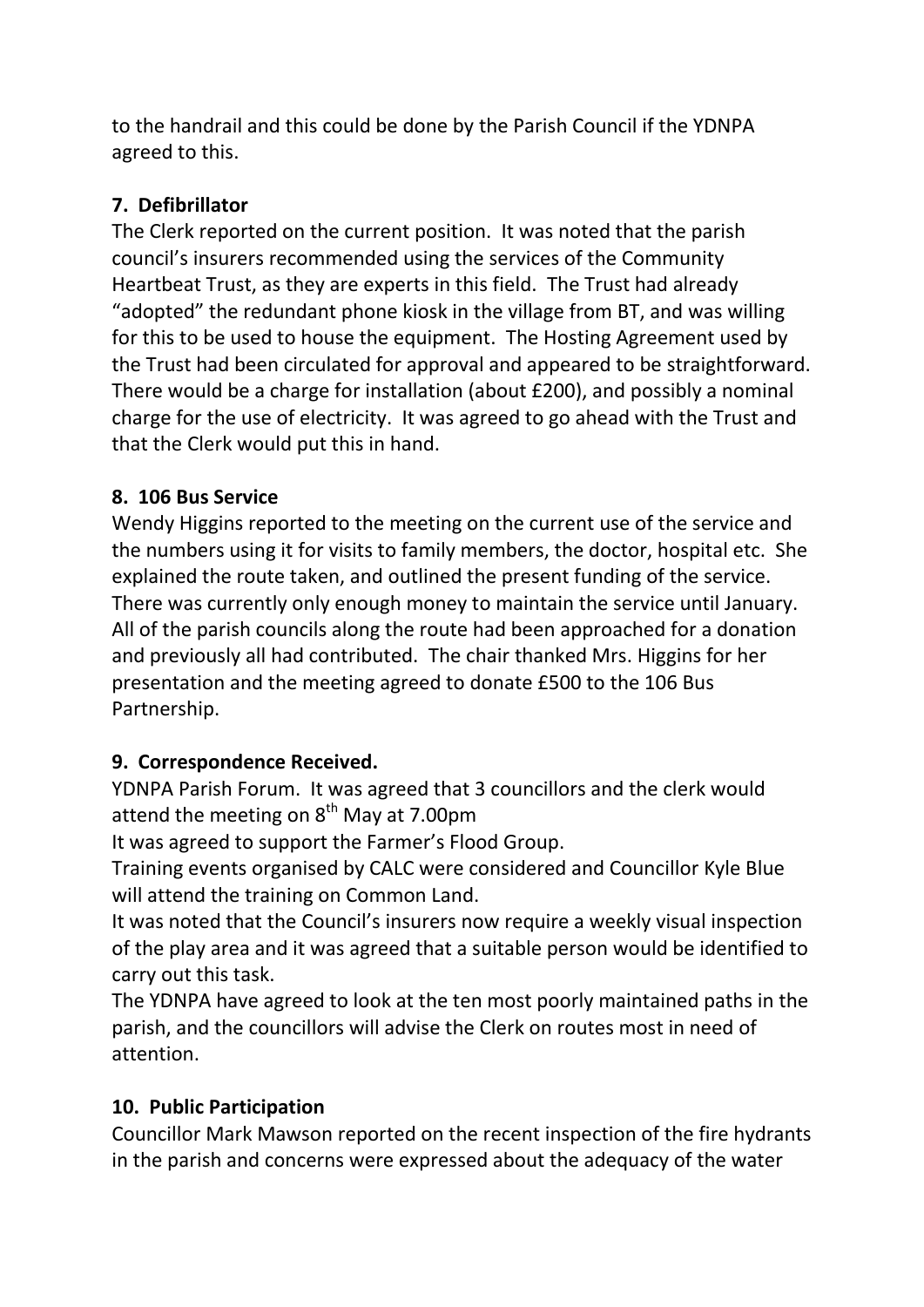to the handrail and this could be done by the Parish Council if the YDNPA agreed to this.

**7. Defibrillator**

The Clerk reported on the current position. It was noted that the parish council's insurers recommended using the services of the Community Heartbeat Trust, as they are experts in this field. The Trust had already "adopted" the redundant phone kiosk in the village from BT, and was willing for this to be used to house the equipment. The Hosting Agreement used by the Trust had been circulated for approval and appeared to be straightforward. There would be a charge for installation (about £200), and possibly a nominal charge for the use of electricity. It was agreed to go ahead with the Trust and that the Clerk would put this in hand.

**8. 106 Bus Service**

Wendy Higgins reported to the meeting on the current use of the service and the numbers using it for visits to family members, the doctor, hospital etc. She explained the route taken, and outlined the present funding of the service. There was currently only enough money to maintain the service until January. All of the parish councils along the route had been approached for a donation and previously all had contributed. The chair thanked Mrs. Higgins for her presentation and the meeting agreed to donate £500 to the 106 Bus Partnership.

**9. Correspondence Received.**

YDNPA Parish Forum. It was agreed that 3 councillors and the clerk would attend the meeting on 8th May at 7.00pm

It was agreed to support the Farmer's Flood Group.

Training events organised by CALC were considered and Councillor Kyle Blue will attend the training on Common Land.

It was noted that the Council's insurers now require a weekly visual inspection of the play area and it was agreed that a suitable person would be identified to carry out this task.

The YDNPA have agreed to look at the ten most poorly maintained paths in the parish, and the councillors will advise the Clerk on routes most in need of attention.

**10. Public Participation**

Councillor Mark Mawson reported on the recent inspection of the fire hydrants in the parish and concerns were expressed about the adequacy of the water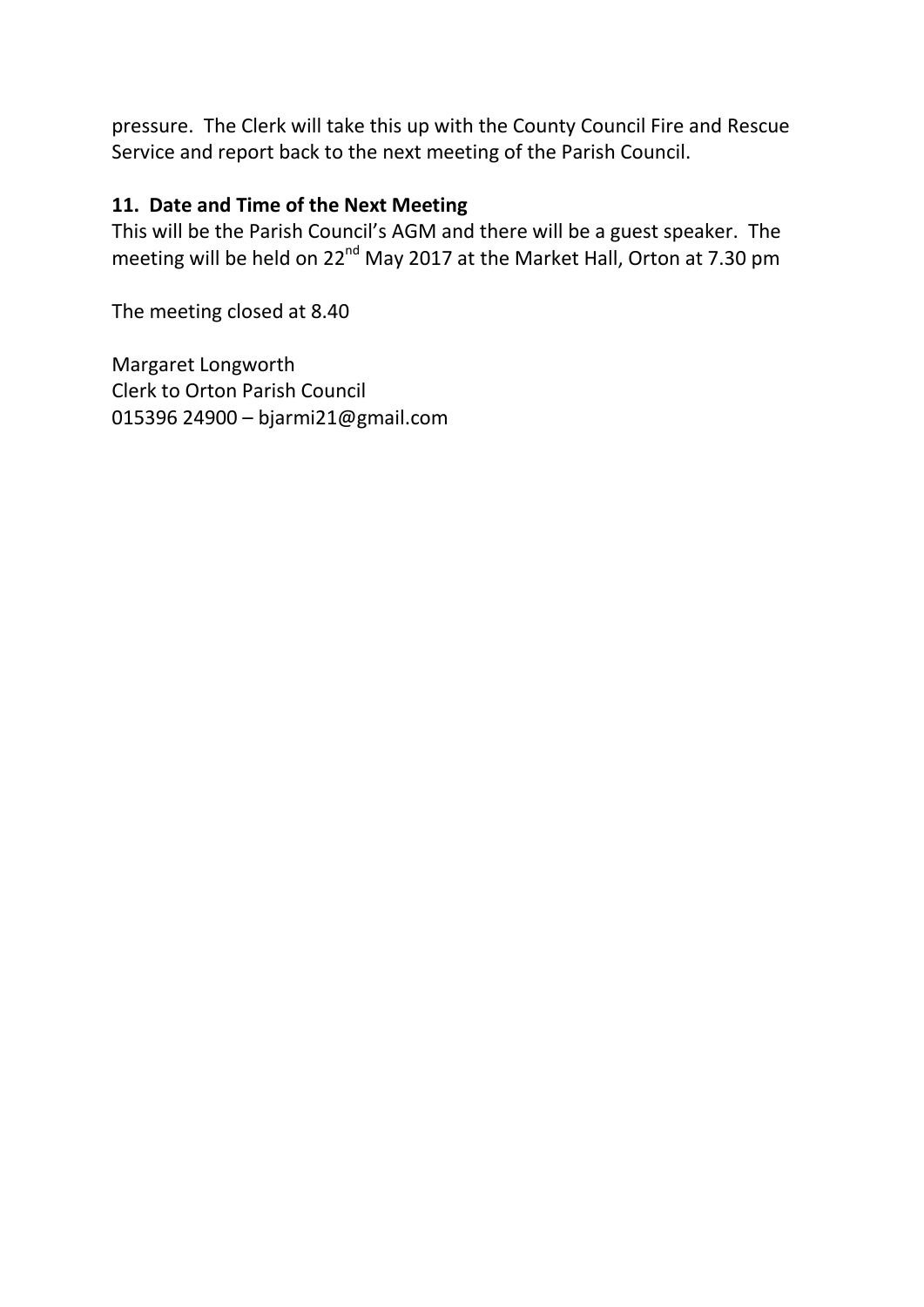pressure. The Clerk will take this up with the County Council Fire and Rescue Service and report back to the next meeting of the Parish Council.

**11. Date and Time of the Next Meeting**

This will be the Parish Council's AGM and there will be a guest speaker. The meeting will be held on 22nd May 2017 at the Market Hall, Orton at 7.30 pm

The meeting closed at 8.40

Margaret Longworth
Clerk to Orton Parish Council
015396 24900 – bjarmi21@gmail.com